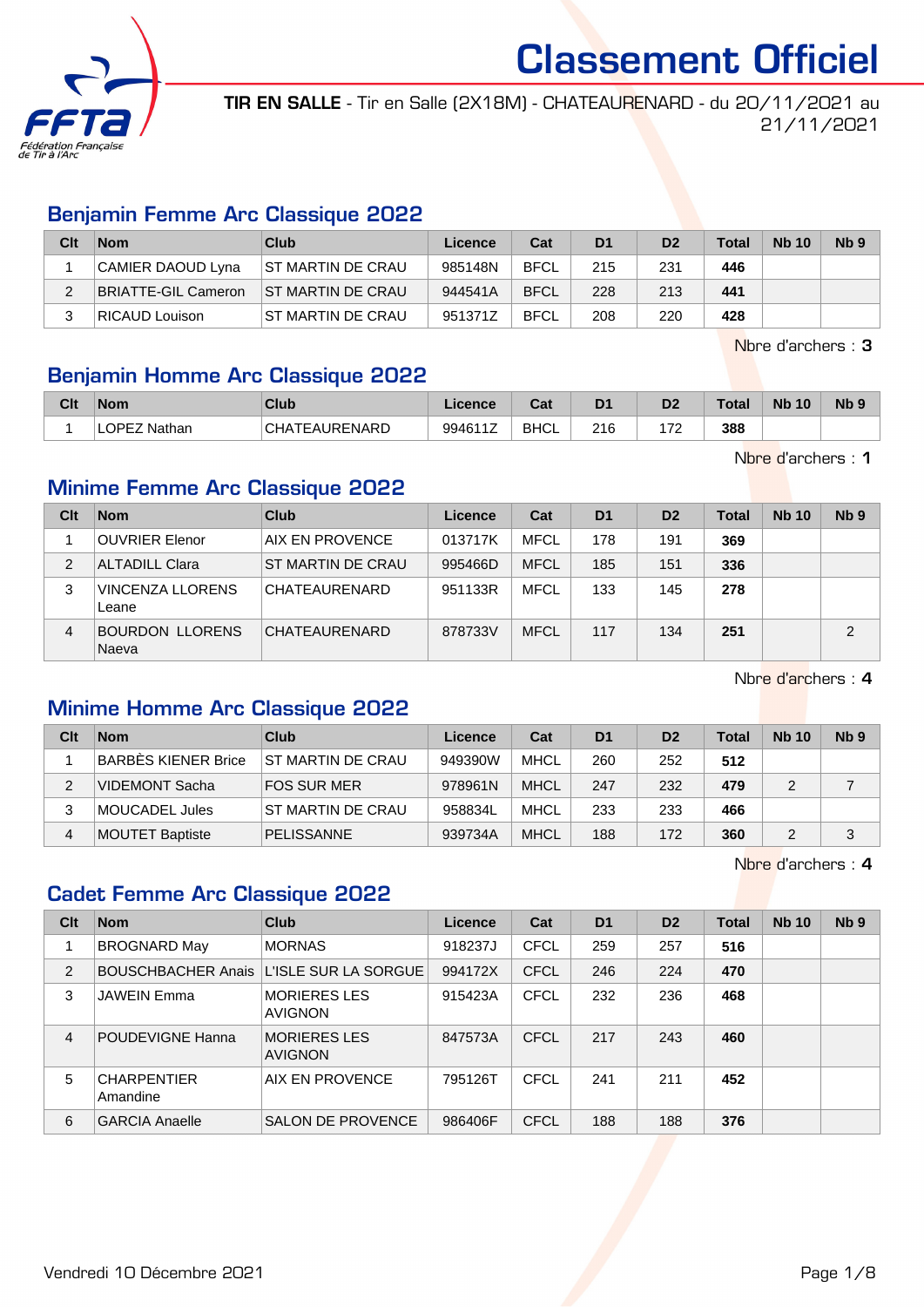# Classement Officiel

**TIR EN SALLE** - Tir en Salle (2X18M) - CHATEAURENARD - du 20/11/2021 au 21/11/2021

## Benjamin Femme Arc Classique 2022

| Clt | Nom | Club | Licence | Cat | D1 | D2 | Total | Nb 10 | Nb 9 |
|---|---|---|---|---|---|---|---|---|---|
| 1 | CAMIER DAOUD Lyna | ST MARTIN DE CRAU | 985148N | BFCL | 215 | 231 | **446** | | |
| 2 | BRIATTE-GIL Cameron | ST MARTIN DE CRAU | 944541A | BFCL | 228 | 213 | **441** | | |
| 3 | RICAUD Louison | ST MARTIN DE CRAU | 951371Z | BFCL | 208 | 220 | **428** | | |

Nbre d'archers : **3**

## Benjamin Homme Arc Classique 2022

| Clt | Nom | Club | Licence | Cat | D1 | D2 | Total | Nb 10 | Nb 9 |
|---|---|---|---|---|---|---|---|---|---|
| 1 | LOPEZ Nathan | CHATEAURENARD | 994611Z | BHCL | 216 | 172 | **388** | | |

Nbre d'archers : **1**

## Minime Femme Arc Classique 2022

| Clt | Nom | Club | Licence | Cat | D1 | D2 | Total | Nb 10 | Nb 9 |
|---|---|---|---|---|---|---|---|---|---|
| 1 | OUVRIER Elenor | AIX EN PROVENCE | 013717K | MFCL | 178 | 191 | **369** | | |
| 2 | ALTADILL Clara | ST MARTIN DE CRAU | 995466D | MFCL | 185 | 151 | **336** | | |
| 3 | VINCENZA LLORENS Leane | CHATEAURENARD | 951133R | MFCL | 133 | 145 | **278** | | |
| 4 | BOURDON LLORENS Naeva | CHATEAURENARD | 878733V | MFCL | 117 | 134 | **251** | | 2 |

Nbre d'archers : **4**

## Minime Homme Arc Classique 2022

| Clt | Nom | Club | Licence | Cat | D1 | D2 | Total | Nb 10 | Nb 9 |
|---|---|---|---|---|---|---|---|---|---|
| 1 | BARBÈS KIENER Brice | ST MARTIN DE CRAU | 949390W | MHCL | 260 | 252 | **512** | | |
| 2 | VIDEMONT Sacha | FOS SUR MER | 978961N | MHCL | 247 | 232 | **479** | 2 | 7 |
| 3 | MOUCADEL Jules | ST MARTIN DE CRAU | 958834L | MHCL | 233 | 233 | **466** | | |
| 4 | MOUTET Baptiste | PELISSANNE | 939734A | MHCL | 188 | 172 | **360** | 2 | 3 |

Nbre d'archers : **4**

## Cadet Femme Arc Classique 2022

| Clt | Nom | Club | Licence | Cat | D1 | D2 | Total | Nb 10 | Nb 9 |
|---|---|---|---|---|---|---|---|---|---|
| 1 | BROGNARD May | MORNAS | 918237J | CFCL | 259 | 257 | **516** | | |
| 2 | BOUSCHBACHER Anais | L'ISLE SUR LA SORGUE | 994172X | CFCL | 246 | 224 | **470** | | |
| 3 | JAWEIN Emma | MORIERES LES AVIGNON | 915423A | CFCL | 232 | 236 | **468** | | |
| 4 | POUDEVIGNE Hanna | MORIERES LES AVIGNON | 847573A | CFCL | 217 | 243 | **460** | | |
| 5 | CHARPENTIER Amandine | AIX EN PROVENCE | 795126T | CFCL | 241 | 211 | **452** | | |
| 6 | GARCIA Anaelle | SALON DE PROVENCE | 986406F | CFCL | 188 | 188 | **376** | | |

Vendredi 10 Décembre 2021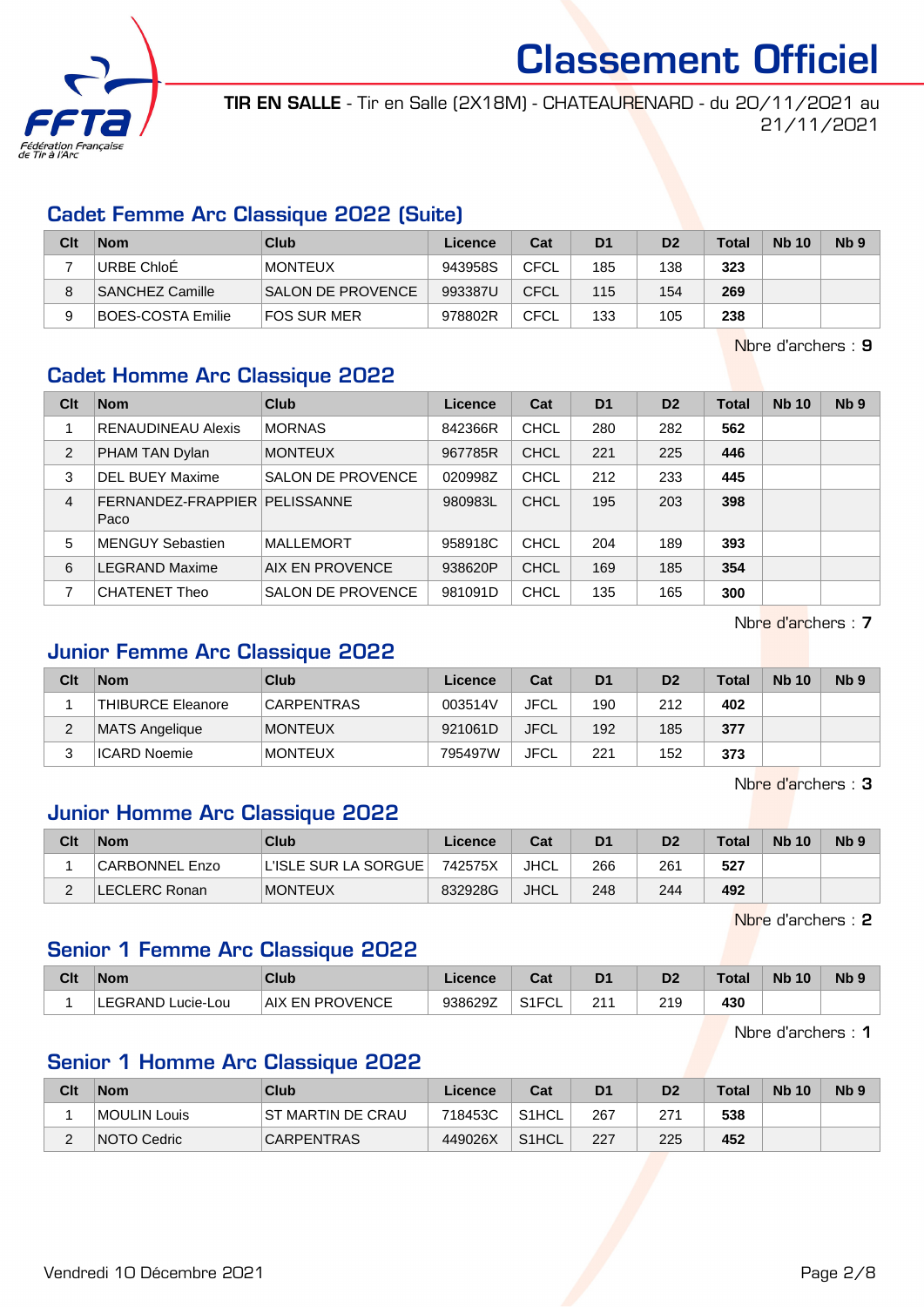# Classement Officiel

**TIR EN SALLE** - Tir en Salle (2X18M) - CHATEAURENARD - du 20/11/2021 au 21/11/2021

## Cadet Femme Arc Classique 2022 (Suite)

| Clt | Nom | Club | Licence | Cat | D1 | D2 | Total | Nb 10 | Nb 9 |
|---|---|---|---|---|---|---|---|---|---|
| 7 | URBE ChloÉ | MONTEUX | 943958S | CFCL | 185 | 138 | **323** | | |
| 8 | SANCHEZ Camille | SALON DE PROVENCE | 993387U | CFCL | 115 | 154 | **269** | | |
| 9 | BOES-COSTA Emilie | FOS SUR MER | 978802R | CFCL | 133 | 105 | **238** | | |

Nbre d'archers : **9**

## Cadet Homme Arc Classique 2022

| Clt | Nom | Club | Licence | Cat | D1 | D2 | Total | Nb 10 | Nb 9 |
|---|---|---|---|---|---|---|---|---|---|
| 1 | RENAUDINEAU Alexis | MORNAS | 842366R | CHCL | 280 | 282 | **562** | | |
| 2 | PHAM TAN Dylan | MONTEUX | 967785R | CHCL | 221 | 225 | **446** | | |
| 3 | DEL BUEY Maxime | SALON DE PROVENCE | 020998Z | CHCL | 212 | 233 | **445** | | |
| 4 | FERNANDEZ-FRAPPIER Paco | PELISSANNE | 980983L | CHCL | 195 | 203 | **398** | | |
| 5 | MENGUY Sebastien | MALLEMORT | 958918C | CHCL | 204 | 189 | **393** | | |
| 6 | LEGRAND Maxime | AIX EN PROVENCE | 938620P | CHCL | 169 | 185 | **354** | | |
| 7 | CHATENET Theo | SALON DE PROVENCE | 981091D | CHCL | 135 | 165 | **300** | | |

Nbre d'archers : **7**

## Junior Femme Arc Classique 2022

| Clt | Nom | Club | Licence | Cat | D1 | D2 | Total | Nb 10 | Nb 9 |
|---|---|---|---|---|---|---|---|---|---|
| 1 | THIBURCE Eleanore | CARPENTRAS | 003514V | JFCL | 190 | 212 | **402** | | |
| 2 | MATS Angelique | MONTEUX | 921061D | JFCL | 192 | 185 | **377** | | |
| 3 | ICARD Noemie | MONTEUX | 795497W | JFCL | 221 | 152 | **373** | | |

Nbre d'archers : **3**

## Junior Homme Arc Classique 2022

| Clt | Nom | Club | Licence | Cat | D1 | D2 | Total | Nb 10 | Nb 9 |
|---|---|---|---|---|---|---|---|---|---|
| 1 | CARBONNEL Enzo | L'ISLE SUR LA SORGUE | 742575X | JHCL | 266 | 261 | **527** | | |
| 2 | LECLERC Ronan | MONTEUX | 832928G | JHCL | 248 | 244 | **492** | | |

Nbre d'archers : **2**

## Senior 1 Femme Arc Classique 2022

| Clt | Nom | Club | Licence | Cat | D1 | D2 | Total | Nb 10 | Nb 9 |
|---|---|---|---|---|---|---|---|---|---|
| 1 | LEGRAND Lucie-Lou | AIX EN PROVENCE | 938629Z | S1FCL | 211 | 219 | **430** | | |

Nbre d'archers : **1**

## Senior 1 Homme Arc Classique 2022

| Clt | Nom | Club | Licence | Cat | D1 | D2 | Total | Nb 10 | Nb 9 |
|---|---|---|---|---|---|---|---|---|---|
| 1 | MOULIN Louis | ST MARTIN DE CRAU | 718453C | S1HCL | 267 | 271 | **538** | | |
| 2 | NOTO Cedric | CARPENTRAS | 449026X | S1HCL | 227 | 225 | **452** | | |

Vendredi 10 Décembre 2021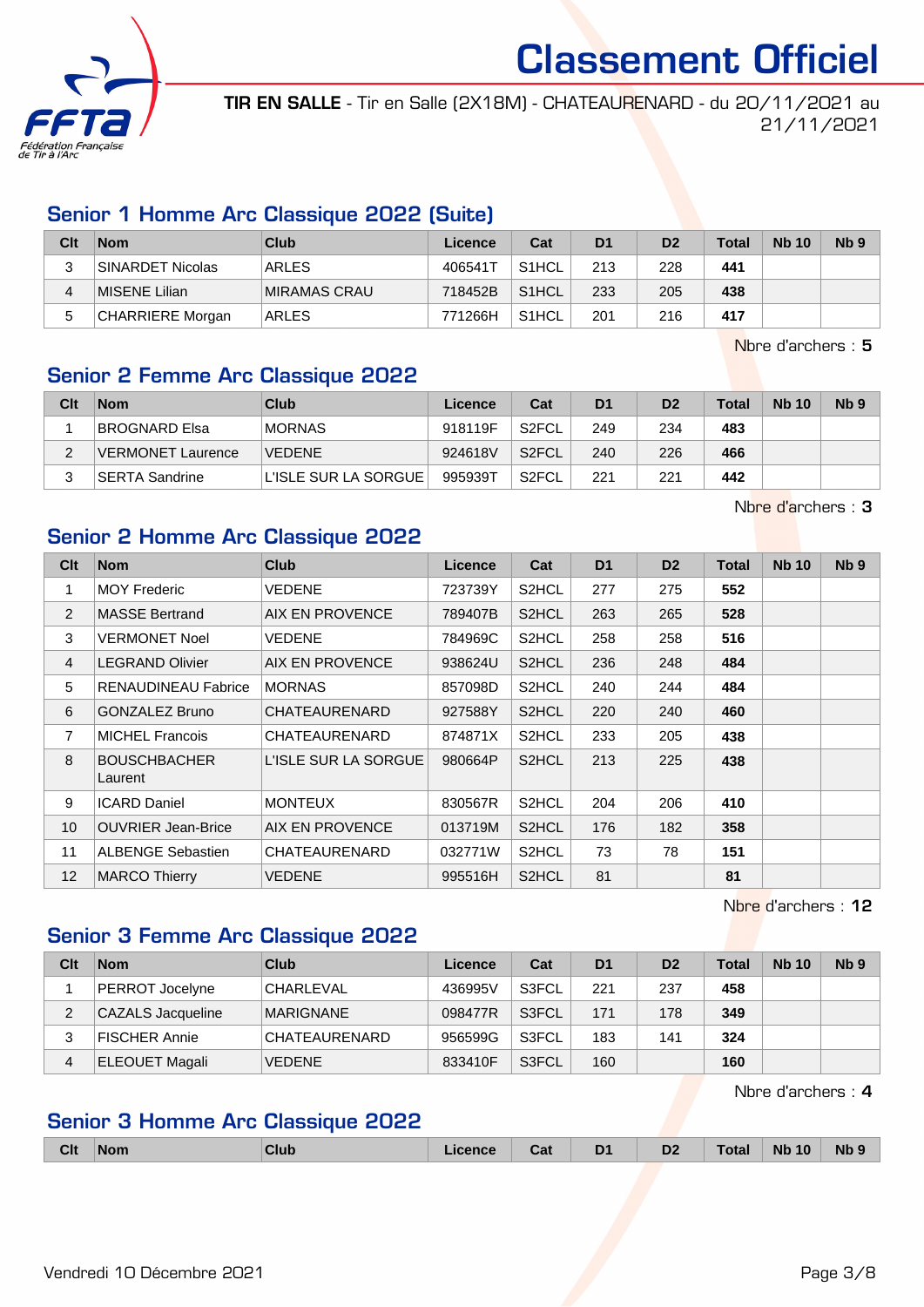# Classement Officiel

**TIR EN SALLE** - Tir en Salle (2X18M) - CHATEAURENARD - du 20/11/2021 au 21/11/2021

## Senior 1 Homme Arc Classique 2022 (Suite)

| Clt | Nom | Club | Licence | Cat | D1 | D2 | Total | Nb 10 | Nb 9 |
|---|---|---|---|---|---|---|---|---|---|
| 3 | SINARDET Nicolas | ARLES | 406541T | S1HCL | 213 | 228 | **441** | | |
| 4 | MISENE Lilian | MIRAMAS CRAU | 718452B | S1HCL | 233 | 205 | **438** | | |
| 5 | CHARRIERE Morgan | ARLES | 771266H | S1HCL | 201 | 216 | **417** | | |

Nbre d'archers : **5**

## Senior 2 Femme Arc Classique 2022

| Clt | Nom | Club | Licence | Cat | D1 | D2 | Total | Nb 10 | Nb 9 |
|---|---|---|---|---|---|---|---|---|---|
| 1 | BROGNARD Elsa | MORNAS | 918119F | S2FCL | 249 | 234 | **483** | | |
| 2 | VERMONET Laurence | VEDENE | 924618V | S2FCL | 240 | 226 | **466** | | |
| 3 | SERTA Sandrine | L'ISLE SUR LA SORGUE | 995939T | S2FCL | 221 | 221 | **442** | | |

Nbre d'archers : **3**

## Senior 2 Homme Arc Classique 2022

| Clt | Nom | Club | Licence | Cat | D1 | D2 | Total | Nb 10 | Nb 9 |
|---|---|---|---|---|---|---|---|---|---|
| 1 | MOY Frederic | VEDENE | 723739Y | S2HCL | 277 | 275 | **552** | | |
| 2 | MASSE Bertrand | AIX EN PROVENCE | 789407B | S2HCL | 263 | 265 | **528** | | |
| 3 | VERMONET Noel | VEDENE | 784969C | S2HCL | 258 | 258 | **516** | | |
| 4 | LEGRAND Olivier | AIX EN PROVENCE | 938624U | S2HCL | 236 | 248 | **484** | | |
| 5 | RENAUDINEAU Fabrice | MORNAS | 857098D | S2HCL | 240 | 244 | **484** | | |
| 6 | GONZALEZ Bruno | CHATEAURENARD | 927588Y | S2HCL | 220 | 240 | **460** | | |
| 7 | MICHEL Francois | CHATEAURENARD | 874871X | S2HCL | 233 | 205 | **438** | | |
| 8 | BOUSCHBACHER Laurent | L'ISLE SUR LA SORGUE | 980664P | S2HCL | 213 | 225 | **438** | | |
| 9 | ICARD Daniel | MONTEUX | 830567R | S2HCL | 204 | 206 | **410** | | |
| 10 | OUVRIER Jean-Brice | AIX EN PROVENCE | 013719M | S2HCL | 176 | 182 | **358** | | |
| 11 | ALBENGE Sebastien | CHATEAURENARD | 032771W | S2HCL | 73 | 78 | **151** | | |
| 12 | MARCO Thierry | VEDENE | 995516H | S2HCL | 81 | | **81** | | |

Nbre d'archers : **12**

## Senior 3 Femme Arc Classique 2022

| Clt | Nom | Club | Licence | Cat | D1 | D2 | Total | Nb 10 | Nb 9 |
|---|---|---|---|---|---|---|---|---|---|
| 1 | PERROT Jocelyne | CHARLEVAL | 436995V | S3FCL | 221 | 237 | **458** | | |
| 2 | CAZALS Jacqueline | MARIGNANE | 098477R | S3FCL | 171 | 178 | **349** | | |
| 3 | FISCHER Annie | CHATEAURENARD | 956599G | S3FCL | 183 | 141 | **324** | | |
| 4 | ELEOUET Magali | VEDENE | 833410F | S3FCL | 160 | | **160** | | |

Nbre d'archers : **4**

## Senior 3 Homme Arc Classique 2022

| Clt | Nom | Club | Licence | Cat | D1 | D2 | Total | Nb 10 | Nb 9 |
|---|---|---|---|---|---|---|---|---|---|

Vendredi 10 Décembre 2021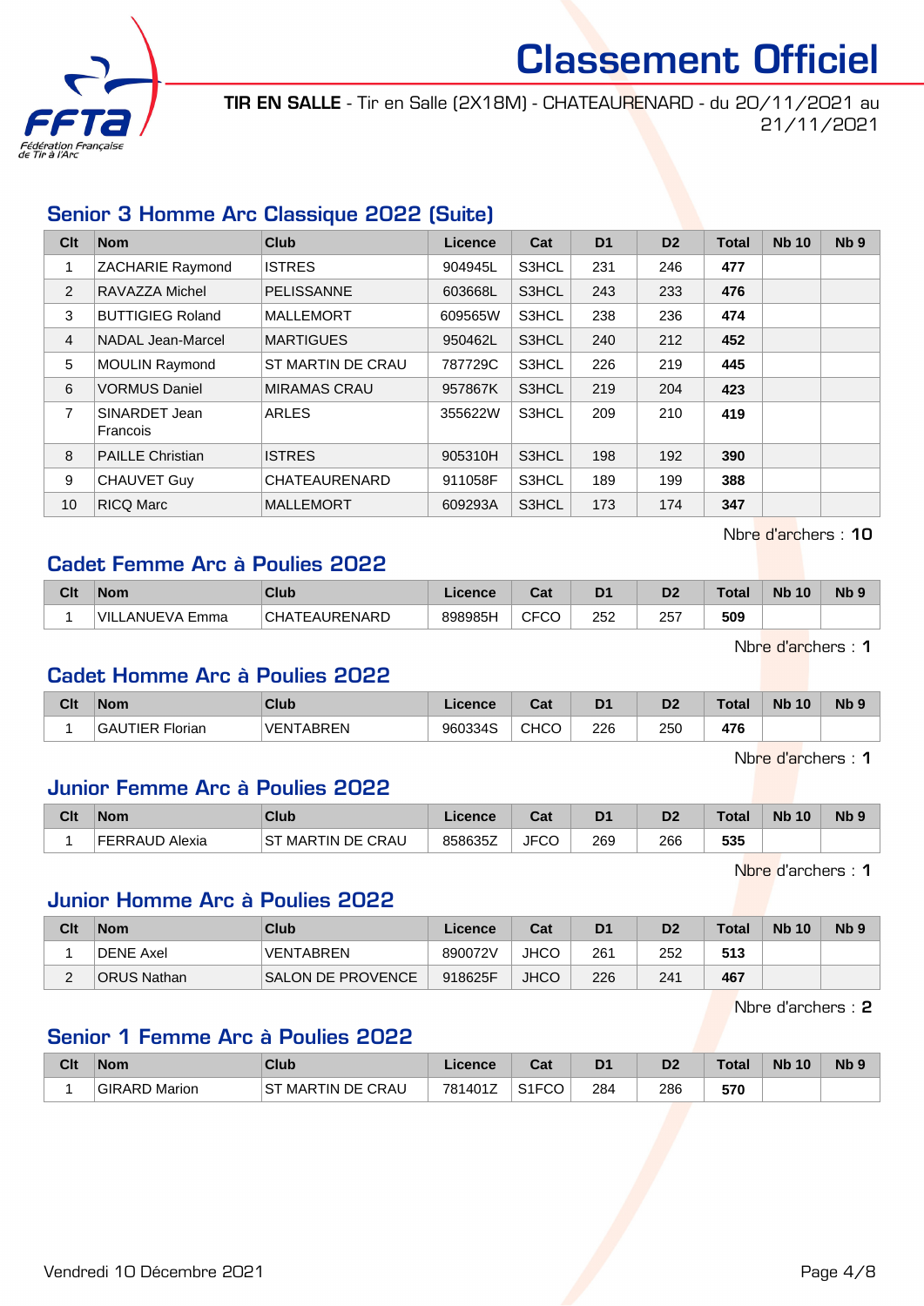# Classement Officiel

**TIR EN SALLE** - Tir en Salle (2X18M) - CHATEAURENARD - du 20/11/2021 au 21/11/2021

## Senior 3 Homme Arc Classique 2022 (Suite)

| Clt | Nom | Club | Licence | Cat | D1 | D2 | Total | Nb 10 | Nb 9 |
|---|---|---|---|---|---|---|---|---|---|
| 1 | ZACHARIE Raymond | ISTRES | 904945L | S3HCL | 231 | 246 | **477** | | |
| 2 | RAVAZZA Michel | PELISSANNE | 603668L | S3HCL | 243 | 233 | **476** | | |
| 3 | BUTTIGIEG Roland | MALLEMORT | 609565W | S3HCL | 238 | 236 | **474** | | |
| 4 | NADAL Jean-Marcel | MARTIGUES | 950462L | S3HCL | 240 | 212 | **452** | | |
| 5 | MOULIN Raymond | ST MARTIN DE CRAU | 787729C | S3HCL | 226 | 219 | **445** | | |
| 6 | VORMUS Daniel | MIRAMAS CRAU | 957867K | S3HCL | 219 | 204 | **423** | | |
| 7 | SINARDET Jean Francois | ARLES | 355622W | S3HCL | 209 | 210 | **419** | | |
| 8 | PAILLE Christian | ISTRES | 905310H | S3HCL | 198 | 192 | **390** | | |
| 9 | CHAUVET Guy | CHATEAURENARD | 911058F | S3HCL | 189 | 199 | **388** | | |
| 10 | RICQ Marc | MALLEMORT | 609293A | S3HCL | 173 | 174 | **347** | | |

Nbre d'archers : **10**

## Cadet Femme Arc à Poulies 2022

| Clt | Nom | Club | Licence | Cat | D1 | D2 | Total | Nb 10 | Nb 9 |
|---|---|---|---|---|---|---|---|---|---|
| 1 | VILLANUEVA Emma | CHATEAURENARD | 898985H | CFCO | 252 | 257 | **509** | | |

Nbre d'archers : **1**

## Cadet Homme Arc à Poulies 2022

| Clt | Nom | Club | Licence | Cat | D1 | D2 | Total | Nb 10 | Nb 9 |
|---|---|---|---|---|---|---|---|---|---|
| 1 | GAUTIER Florian | VENTABREN | 960334S | CHCO | 226 | 250 | **476** | | |

Nbre d'archers : **1**

## Junior Femme Arc à Poulies 2022

| Clt | Nom | Club | Licence | Cat | D1 | D2 | Total | Nb 10 | Nb 9 |
|---|---|---|---|---|---|---|---|---|---|
| 1 | FERRAUD Alexia | ST MARTIN DE CRAU | 858635Z | JFCO | 269 | 266 | **535** | | |

Nbre d'archers : **1**

## Junior Homme Arc à Poulies 2022

| Clt | Nom | Club | Licence | Cat | D1 | D2 | Total | Nb 10 | Nb 9 |
|---|---|---|---|---|---|---|---|---|---|
| 1 | DENE Axel | VENTABREN | 890072V | JHCO | 261 | 252 | **513** | | |
| 2 | ORUS Nathan | SALON DE PROVENCE | 918625F | JHCO | 226 | 241 | **467** | | |

Nbre d'archers : **2**

## Senior 1 Femme Arc à Poulies 2022

| Clt | Nom | Club | Licence | Cat | D1 | D2 | Total | Nb 10 | Nb 9 |
|---|---|---|---|---|---|---|---|---|---|
| 1 | GIRARD Marion | ST MARTIN DE CRAU | 781401Z | S1FCO | 284 | 286 | **570** | | |

Vendredi 10 Décembre 2021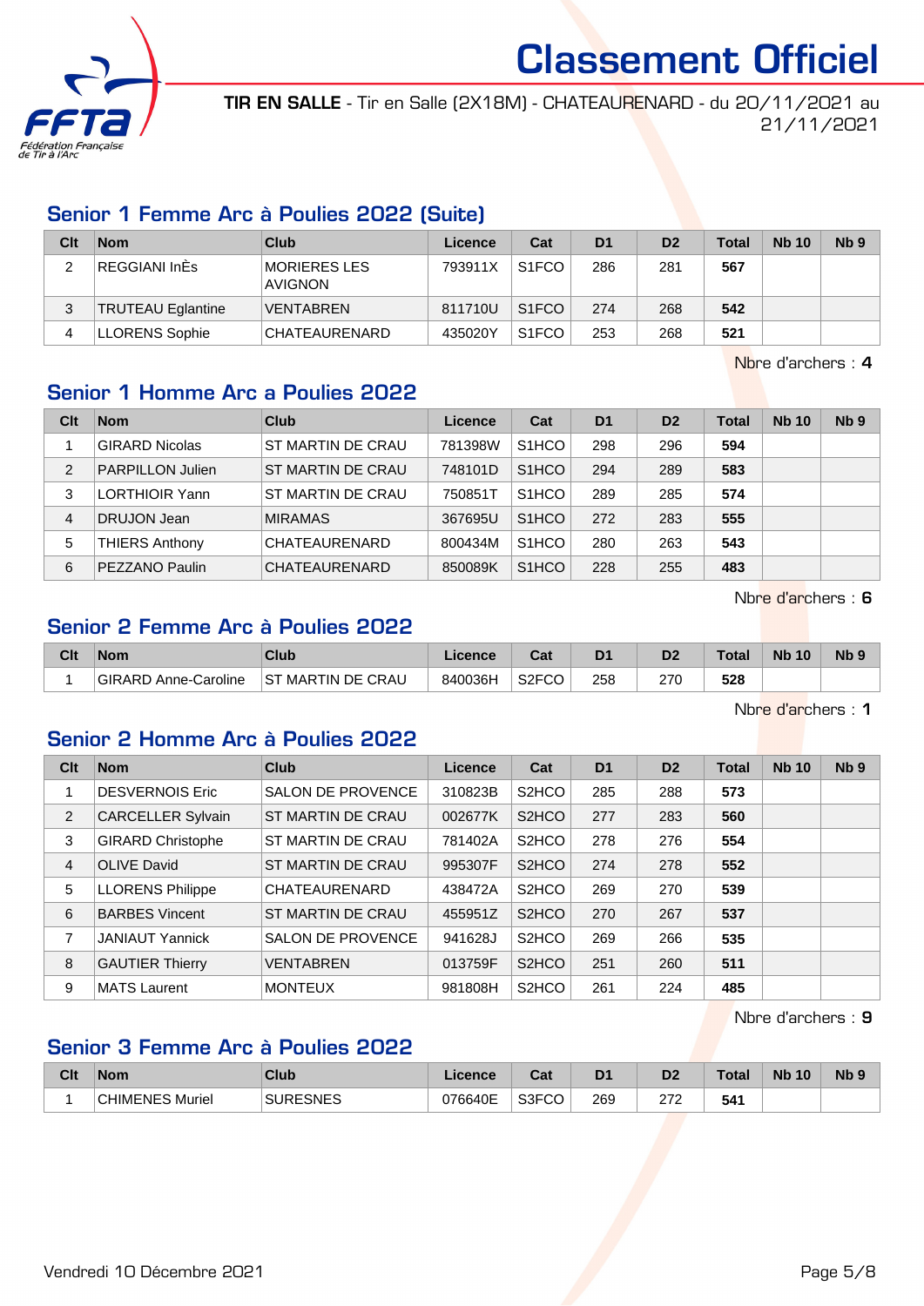# Classement Officiel

**TIR EN SALLE** - Tir en Salle (2X18M) - CHATEAURENARD - du 20/11/2021 au 21/11/2021

## Senior 1 Femme Arc à Poulies 2022 (Suite)

| Clt | Nom | Club | Licence | Cat | D1 | D2 | Total | Nb 10 | Nb 9 |
|---|---|---|---|---|---|---|---|---|---|
| 2 | REGGIANI InÈs | MORIERES LES AVIGNON | 793911X | S1FCO | 286 | 281 | **567** | | |
| 3 | TRUTEAU Eglantine | VENTABREN | 811710U | S1FCO | 274 | 268 | **542** | | |
| 4 | LLORENS Sophie | CHATEAURENARD | 435020Y | S1FCO | 253 | 268 | **521** | | |

Nbre d'archers : **4**

## Senior 1 Homme Arc a Poulies 2022

| Clt | Nom | Club | Licence | Cat | D1 | D2 | Total | Nb 10 | Nb 9 |
|---|---|---|---|---|---|---|---|---|---|
| 1 | GIRARD Nicolas | ST MARTIN DE CRAU | 781398W | S1HCO | 298 | 296 | **594** | | |
| 2 | PARPILLON Julien | ST MARTIN DE CRAU | 748101D | S1HCO | 294 | 289 | **583** | | |
| 3 | LORTHIOIR Yann | ST MARTIN DE CRAU | 750851T | S1HCO | 289 | 285 | **574** | | |
| 4 | DRUJON Jean | MIRAMAS | 367695U | S1HCO | 272 | 283 | **555** | | |
| 5 | THIERS Anthony | CHATEAURENARD | 800434M | S1HCO | 280 | 263 | **543** | | |
| 6 | PEZZANO Paulin | CHATEAURENARD | 850089K | S1HCO | 228 | 255 | **483** | | |

Nbre d'archers : **6**

## Senior 2 Femme Arc à Poulies 2022

| Clt | Nom | Club | Licence | Cat | D1 | D2 | Total | Nb 10 | Nb 9 |
|---|---|---|---|---|---|---|---|---|---|
| 1 | GIRARD Anne-Caroline | ST MARTIN DE CRAU | 840036H | S2FCO | 258 | 270 | **528** | | |

Nbre d'archers : **1**

## Senior 2 Homme Arc à Poulies 2022

| Clt | Nom | Club | Licence | Cat | D1 | D2 | Total | Nb 10 | Nb 9 |
|---|---|---|---|---|---|---|---|---|---|
| 1 | DESVERNOIS Eric | SALON DE PROVENCE | 310823B | S2HCO | 285 | 288 | **573** | | |
| 2 | CARCELLER Sylvain | ST MARTIN DE CRAU | 002677K | S2HCO | 277 | 283 | **560** | | |
| 3 | GIRARD Christophe | ST MARTIN DE CRAU | 781402A | S2HCO | 278 | 276 | **554** | | |
| 4 | OLIVE David | ST MARTIN DE CRAU | 995307F | S2HCO | 274 | 278 | **552** | | |
| 5 | LLORENS Philippe | CHATEAURENARD | 438472A | S2HCO | 269 | 270 | **539** | | |
| 6 | BARBES Vincent | ST MARTIN DE CRAU | 455951Z | S2HCO | 270 | 267 | **537** | | |
| 7 | JANIAUT Yannick | SALON DE PROVENCE | 941628J | S2HCO | 269 | 266 | **535** | | |
| 8 | GAUTIER Thierry | VENTABREN | 013759F | S2HCO | 251 | 260 | **511** | | |
| 9 | MATS Laurent | MONTEUX | 981808H | S2HCO | 261 | 224 | **485** | | |

Nbre d'archers : **9**

## Senior 3 Femme Arc à Poulies 2022

| Clt | Nom | Club | Licence | Cat | D1 | D2 | Total | Nb 10 | Nb 9 |
|---|---|---|---|---|---|---|---|---|---|
| 1 | CHIMENES Muriel | SURESNES | 076640E | S3FCO | 269 | 272 | **541** | | |

Vendredi 10 Décembre 2021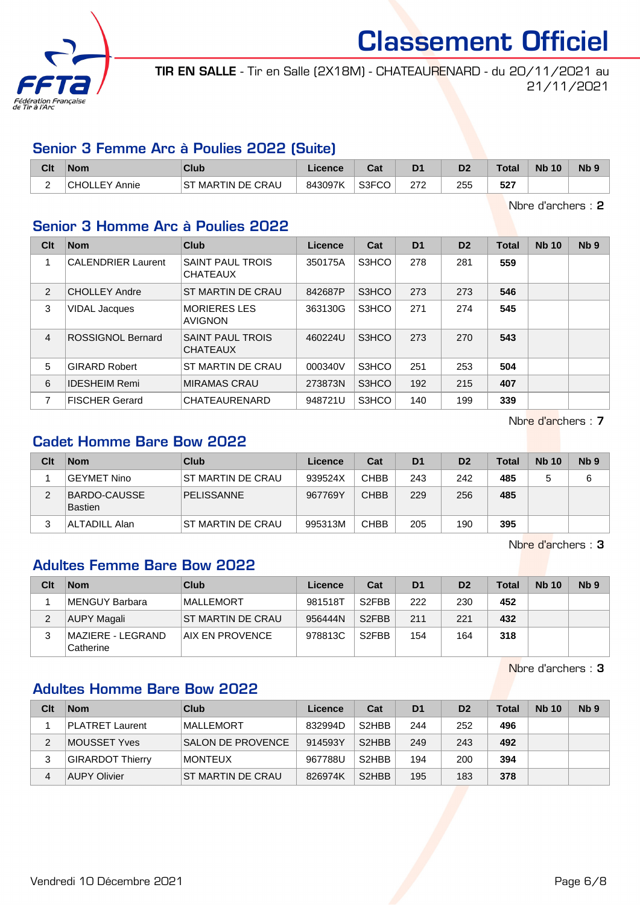# Classement Officiel

**TIR EN SALLE** - Tir en Salle (2X18M) - CHATEAURENARD - du 20/11/2021 au 21/11/2021

## Senior 3 Femme Arc à Poulies 2022 (Suite)

| Clt | Nom | Club | Licence | Cat | D1 | D2 | Total | Nb 10 | Nb 9 |
|---|---|---|---|---|---|---|---|---|---|
| 2 | CHOLLEY Annie | ST MARTIN DE CRAU | 843097K | S3FCO | 272 | 255 | **527** | | |

Nbre d'archers : **2**

## Senior 3 Homme Arc à Poulies 2022

| Clt | Nom | Club | Licence | Cat | D1 | D2 | Total | Nb 10 | Nb 9 |
|---|---|---|---|---|---|---|---|---|---|
| 1 | CALENDRIER Laurent | SAINT PAUL TROIS CHATEAUX | 350175A | S3HCO | 278 | 281 | **559** | | |
| 2 | CHOLLEY Andre | ST MARTIN DE CRAU | 842687P | S3HCO | 273 | 273 | **546** | | |
| 3 | VIDAL Jacques | MORIERES LES AVIGNON | 363130G | S3HCO | 271 | 274 | **545** | | |
| 4 | ROSSIGNOL Bernard | SAINT PAUL TROIS CHATEAUX | 460224U | S3HCO | 273 | 270 | **543** | | |
| 5 | GIRARD Robert | ST MARTIN DE CRAU | 000340V | S3HCO | 251 | 253 | **504** | | |
| 6 | IDESHEIM Remi | MIRAMAS CRAU | 273873N | S3HCO | 192 | 215 | **407** | | |
| 7 | FISCHER Gerard | CHATEAURENARD | 948721U | S3HCO | 140 | 199 | **339** | | |

Nbre d'archers : **7**

## Cadet Homme Bare Bow 2022

| Clt | Nom | Club | Licence | Cat | D1 | D2 | Total | Nb 10 | Nb 9 |
|---|---|---|---|---|---|---|---|---|---|
| 1 | GEYMET Nino | ST MARTIN DE CRAU | 939524X | CHBB | 243 | 242 | **485** | 5 | 6 |
| 2 | BARDO-CAUSSE Bastien | PELISSANNE | 967769Y | CHBB | 229 | 256 | **485** | | |
| 3 | ALTADILL Alan | ST MARTIN DE CRAU | 995313M | CHBB | 205 | 190 | **395** | | |

Nbre d'archers : **3**

## Adultes Femme Bare Bow 2022

| Clt | Nom | Club | Licence | Cat | D1 | D2 | Total | Nb 10 | Nb 9 |
|---|---|---|---|---|---|---|---|---|---|
| 1 | MENGUY Barbara | MALLEMORT | 981518T | S2FBB | 222 | 230 | **452** | | |
| 2 | AUPY Magali | ST MARTIN DE CRAU | 956444N | S2FBB | 211 | 221 | **432** | | |
| 3 | MAZIERE - LEGRAND Catherine | AIX EN PROVENCE | 978813C | S2FBB | 154 | 164 | **318** | | |

Nbre d'archers : **3**

## Adultes Homme Bare Bow 2022

| Clt | Nom | Club | Licence | Cat | D1 | D2 | Total | Nb 10 | Nb 9 |
|---|---|---|---|---|---|---|---|---|---|
| 1 | PLATRET Laurent | MALLEMORT | 832994D | S2HBB | 244 | 252 | **496** | | |
| 2 | MOUSSET Yves | SALON DE PROVENCE | 914593Y | S2HBB | 249 | 243 | **492** | | |
| 3 | GIRARDOT Thierry | MONTEUX | 967788U | S2HBB | 194 | 200 | **394** | | |
| 4 | AUPY Olivier | ST MARTIN DE CRAU | 826974K | S2HBB | 195 | 183 | **378** | | |

Vendredi 10 Décembre 2021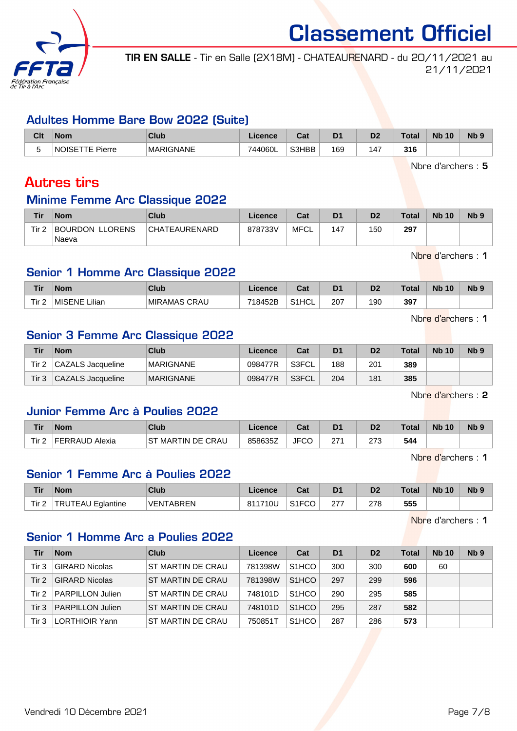# Classement Officiel

**TIR EN SALLE** - Tir en Salle (2X18M) - CHATEAURENARD - du 20/11/2021 au 21/11/2021

## Adultes Homme Bare Bow 2022 (Suite)

| Clt | Nom | Club | Licence | Cat | D1 | D2 | Total | Nb 10 | Nb 9 |
|---|---|---|---|---|---|---|---|---|---|
| 5 | NOISETTE Pierre | MARIGNANE | 744060L | S3HBB | 169 | 147 | **316** | | |

Nbre d'archers : **5**

# Autres tirs

## Minime Femme Arc Classique 2022

| Tir | Nom | Club | Licence | Cat | D1 | D2 | Total | Nb 10 | Nb 9 |
|---|---|---|---|---|---|---|---|---|---|
| Tir 2 | BOURDON LLORENS Naeva | CHATEAURENARD | 878733V | MFCL | 147 | 150 | **297** | | |

Nbre d'archers : **1**

## Senior 1 Homme Arc Classique 2022

| Tir | Nom | Club | Licence | Cat | D1 | D2 | Total | Nb 10 | Nb 9 |
|---|---|---|---|---|---|---|---|---|---|
| Tir 2 | MISENE Lilian | MIRAMAS CRAU | 718452B | S1HCL | 207 | 190 | **397** | | |

Nbre d'archers : **1**

## Senior 3 Femme Arc Classique 2022

| Tir | Nom | Club | Licence | Cat | D1 | D2 | Total | Nb 10 | Nb 9 |
|---|---|---|---|---|---|---|---|---|---|
| Tir 2 | CAZALS Jacqueline | MARIGNANE | 098477R | S3FCL | 188 | 201 | **389** | | |
| Tir 3 | CAZALS Jacqueline | MARIGNANE | 098477R | S3FCL | 204 | 181 | **385** | | |

Nbre d'archers : **2**

## Junior Femme Arc à Poulies 2022

| Tir | Nom | Club | Licence | Cat | D1 | D2 | Total | Nb 10 | Nb 9 |
|---|---|---|---|---|---|---|---|---|---|
| Tir 2 | FERRAUD Alexia | ST MARTIN DE CRAU | 858635Z | JFCO | 271 | 273 | **544** | | |

Nbre d'archers : **1**

## Senior 1 Femme Arc à Poulies 2022

| Tir | Nom | Club | Licence | Cat | D1 | D2 | Total | Nb 10 | Nb 9 |
|---|---|---|---|---|---|---|---|---|---|
| Tir 2 | TRUTEAU Eglantine | VENTABREN | 811710U | S1FCO | 277 | 278 | **555** | | |

Nbre d'archers : **1**

## Senior 1 Homme Arc a Poulies 2022

| Tir | Nom | Club | Licence | Cat | D1 | D2 | Total | Nb 10 | Nb 9 |
|---|---|---|---|---|---|---|---|---|---|
| Tir 3 | GIRARD Nicolas | ST MARTIN DE CRAU | 781398W | S1HCO | 300 | 300 | **600** | 60 | |
| Tir 2 | GIRARD Nicolas | ST MARTIN DE CRAU | 781398W | S1HCO | 297 | 299 | **596** | | |
| Tir 2 | PARPILLON Julien | ST MARTIN DE CRAU | 748101D | S1HCO | 290 | 295 | **585** | | |
| Tir 3 | PARPILLON Julien | ST MARTIN DE CRAU | 748101D | S1HCO | 295 | 287 | **582** | | |
| Tir 3 | LORTHIOIR Yann | ST MARTIN DE CRAU | 750851T | S1HCO | 287 | 286 | **573** | | |

Vendredi 10 Décembre 2021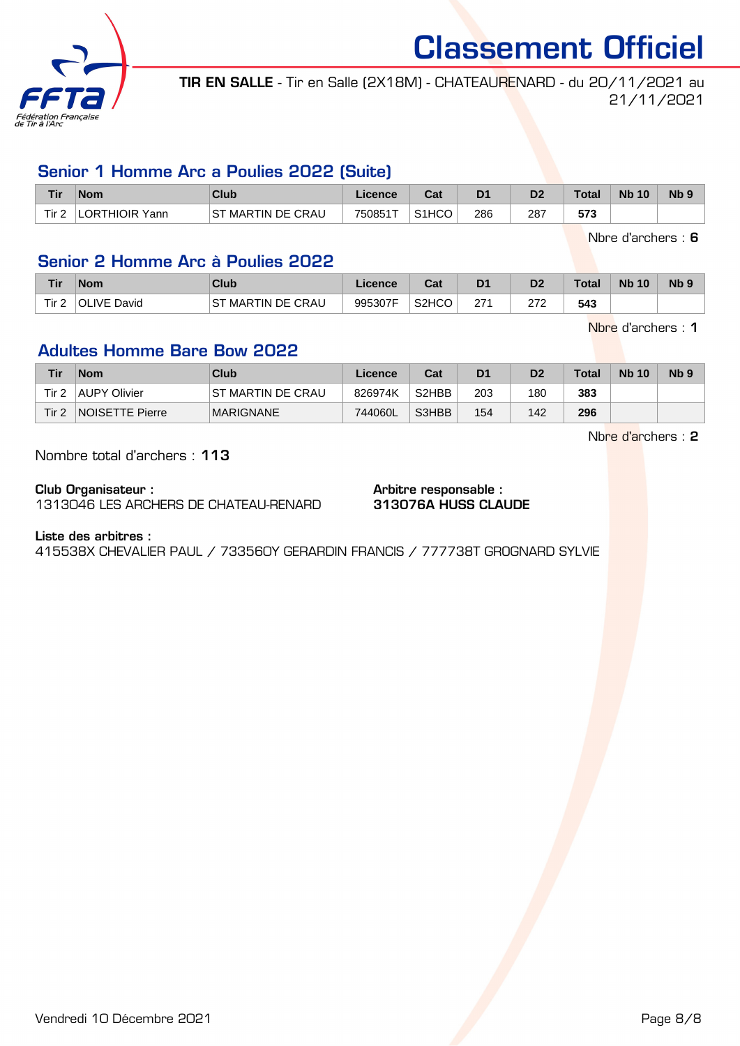# Classement Officiel

**TIR EN SALLE** - Tir en Salle (2X18M) - CHATEAURENARD - du 20/11/2021 au 21/11/2021

## Senior 1 Homme Arc a Poulies 2022 (Suite)

| Tir | Nom | Club | Licence | Cat | D1 | D2 | Total | Nb 10 | Nb 9 |
|---|---|---|---|---|---|---|---|---|---|
| Tir 2 | LORTHIOIR Yann | ST MARTIN DE CRAU | 750851T | S1HCO | 286 | 287 | **573** | | |

Nbre d'archers : **6**

## Senior 2 Homme Arc à Poulies 2022

| Tir | Nom | Club | Licence | Cat | D1 | D2 | Total | Nb 10 | Nb 9 |
|---|---|---|---|---|---|---|---|---|---|
| Tir 2 | OLIVE David | ST MARTIN DE CRAU | 995307F | S2HCO | 271 | 272 | **543** | | |

Nbre d'archers : **1**

## Adultes Homme Bare Bow 2022

| Tir | Nom | Club | Licence | Cat | D1 | D2 | Total | Nb 10 | Nb 9 |
|---|---|---|---|---|---|---|---|---|---|
| Tir 2 | AUPY Olivier | ST MARTIN DE CRAU | 826974K | S2HBB | 203 | 180 | **383** | | |
| Tir 2 | NOISETTE Pierre | MARIGNANE | 744060L | S3HBB | 154 | 142 | **296** | | |

Nbre d'archers : **2**

Nombre total d'archers : **113**

**Club Organisateur :**
1313046 LES ARCHERS DE CHATEAU-RENARD

**Arbitre responsable :**
**313076A HUSS CLAUDE**

**Liste des arbitres :**
415538X CHEVALIER PAUL / 733560Y GERARDIN FRANCIS / 777738T GROGNARD SYLVIE

Vendredi 10 Décembre 2021